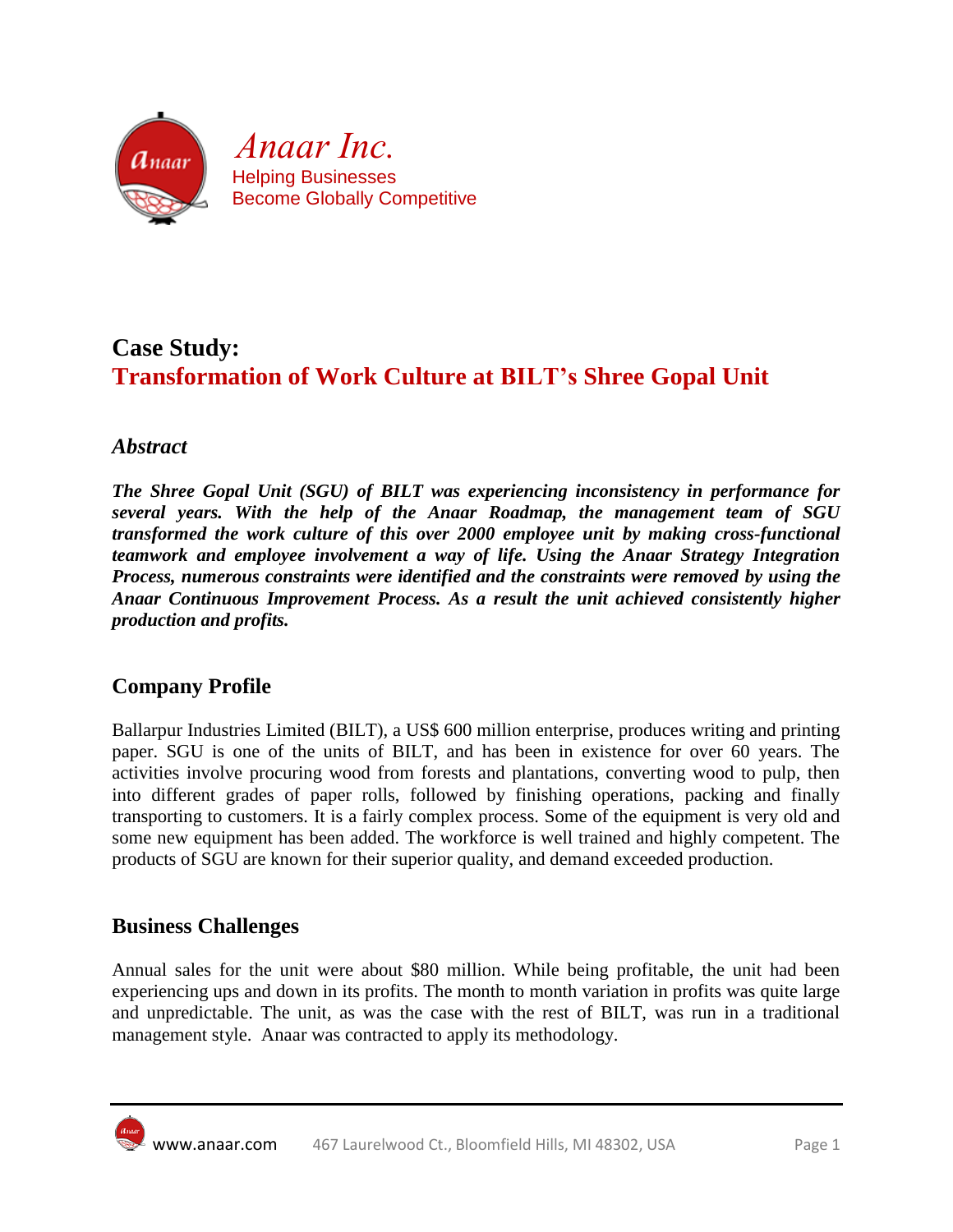*Anaar Inc.*

Helping Businesses
Become Globally Competitive

# Case Study:
# Transformation of Work Culture at BILT's Shree Gopal Unit

## *Abstract*

***The Shree Gopal Unit (SGU) of BILT was experiencing inconsistency in performance for several years. With the help of the Anaar Roadmap, the management team of SGU transformed the work culture of this over 2000 employee unit by making cross-functional teamwork and employee involvement a way of life. Using the Anaar Strategy Integration Process, numerous constraints were identified and the constraints were removed by using the Anaar Continuous Improvement Process. As a result the unit achieved consistently higher production and profits.***

## Company Profile

Ballarpur Industries Limited (BILT), a US$ 600 million enterprise, produces writing and printing paper. SGU is one of the units of BILT, and has been in existence for over 60 years. The activities involve procuring wood from forests and plantations, converting wood to pulp, then into different grades of paper rolls, followed by finishing operations, packing and finally transporting to customers. It is a fairly complex process. Some of the equipment is very old and some new equipment has been added. The workforce is well trained and highly competent. The products of SGU are known for their superior quality, and demand exceeded production.

## Business Challenges

Annual sales for the unit were about $80 million. While being profitable, the unit had been experiencing ups and down in its profits. The month to month variation in profits was quite large and unpredictable. The unit, as was the case with the rest of BILT, was run in a traditional management style. Anaar was contracted to apply its methodology.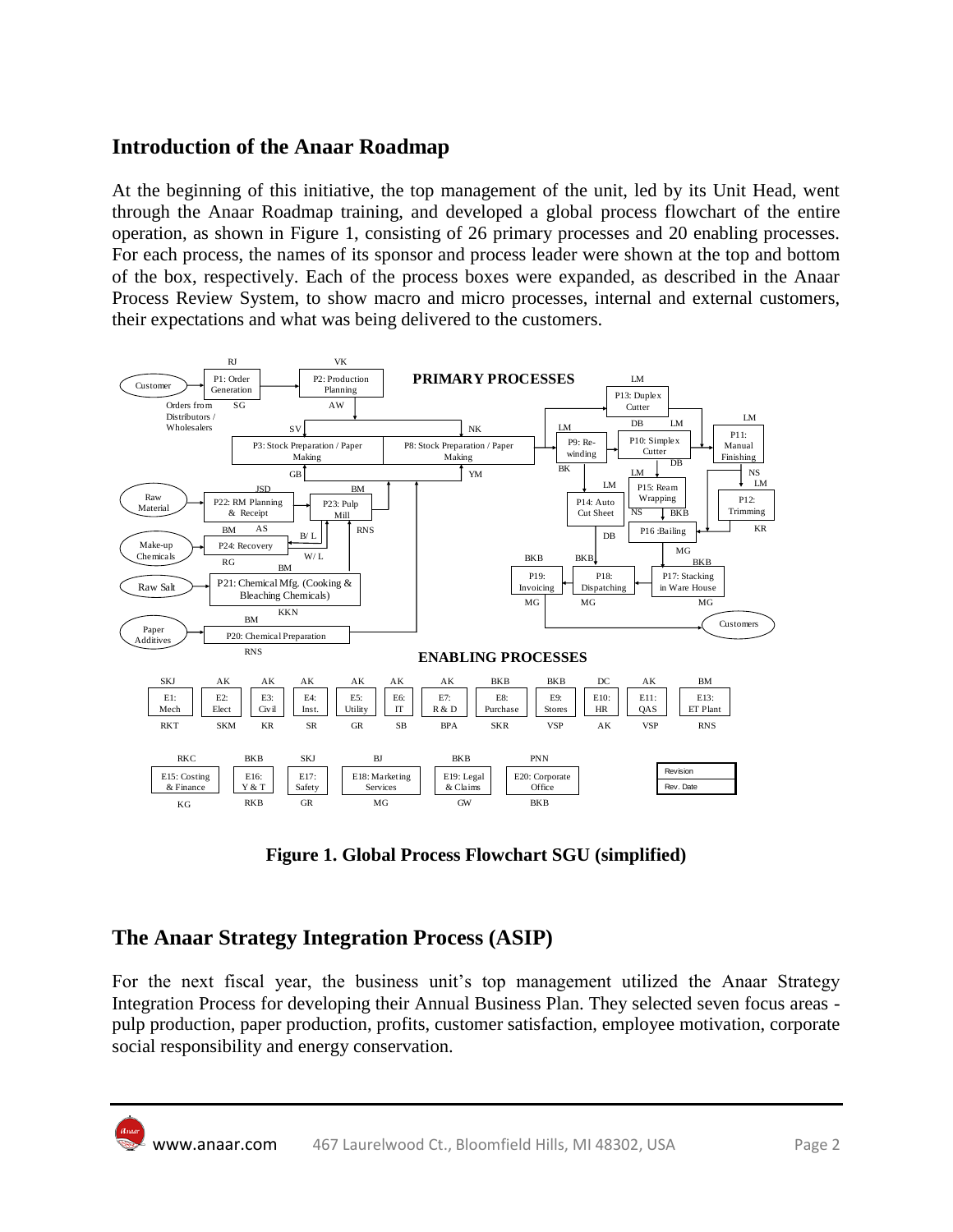## Introduction of the Anaar Roadmap

At the beginning of this initiative, the top management of the unit, led by its Unit Head, went through the Anaar Roadmap training, and developed a global process flowchart of the entire operation, as shown in Figure 1, consisting of 26 primary processes and 20 enabling processes. For each process, the names of its sponsor and process leader were shown at the top and bottom of the box, respectively. Each of the process boxes were expanded, as described in the Anaar Process Review System, to show macro and micro processes, internal and external customers, their expectations and what was being delivered to the customers.

**Figure 1. Global Process Flowchart SGU (simplified)**

## The Anaar Strategy Integration Process (ASIP)

For the next fiscal year, the business unit's top management utilized the Anaar Strategy Integration Process for developing their Annual Business Plan. They selected seven focus areas - pulp production, paper production, profits, customer satisfaction, employee motivation, corporate social responsibility and energy conservation.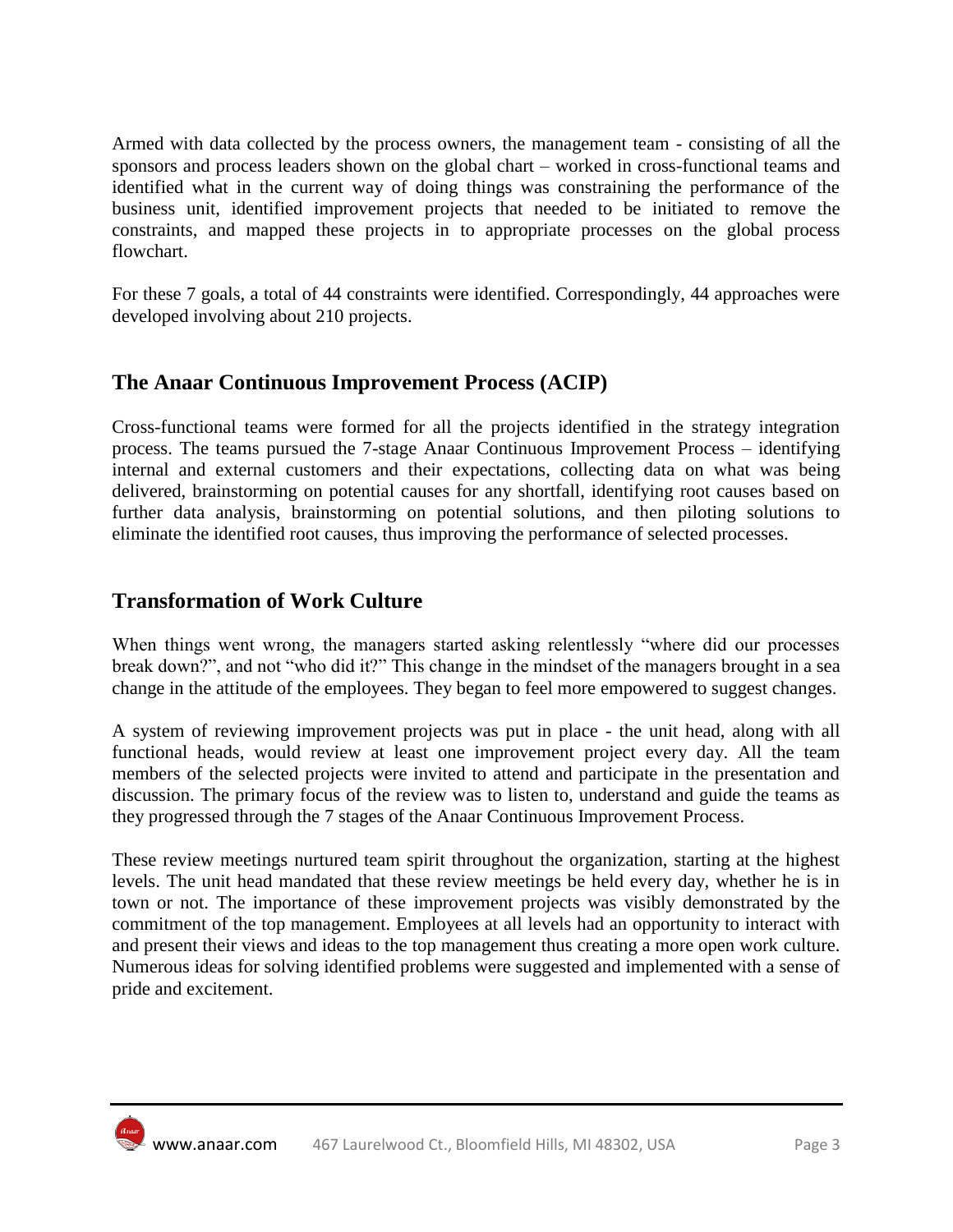Armed with data collected by the process owners, the management team - consisting of all the sponsors and process leaders shown on the global chart – worked in cross-functional teams and identified what in the current way of doing things was constraining the performance of the business unit, identified improvement projects that needed to be initiated to remove the constraints, and mapped these projects in to appropriate processes on the global process flowchart.

For these 7 goals, a total of 44 constraints were identified. Correspondingly, 44 approaches were developed involving about 210 projects.

## The Anaar Continuous Improvement Process (ACIP)

Cross-functional teams were formed for all the projects identified in the strategy integration process. The teams pursued the 7-stage Anaar Continuous Improvement Process – identifying internal and external customers and their expectations, collecting data on what was being delivered, brainstorming on potential causes for any shortfall, identifying root causes based on further data analysis, brainstorming on potential solutions, and then piloting solutions to eliminate the identified root causes, thus improving the performance of selected processes.

## Transformation of Work Culture

When things went wrong, the managers started asking relentlessly "where did our processes break down?", and not "who did it?" This change in the mindset of the managers brought in a sea change in the attitude of the employees. They began to feel more empowered to suggest changes.

A system of reviewing improvement projects was put in place - the unit head, along with all functional heads, would review at least one improvement project every day. All the team members of the selected projects were invited to attend and participate in the presentation and discussion. The primary focus of the review was to listen to, understand and guide the teams as they progressed through the 7 stages of the Anaar Continuous Improvement Process.

These review meetings nurtured team spirit throughout the organization, starting at the highest levels. The unit head mandated that these review meetings be held every day, whether he is in town or not. The importance of these improvement projects was visibly demonstrated by the commitment of the top management. Employees at all levels had an opportunity to interact with and present their views and ideas to the top management thus creating a more open work culture. Numerous ideas for solving identified problems were suggested and implemented with a sense of pride and excitement.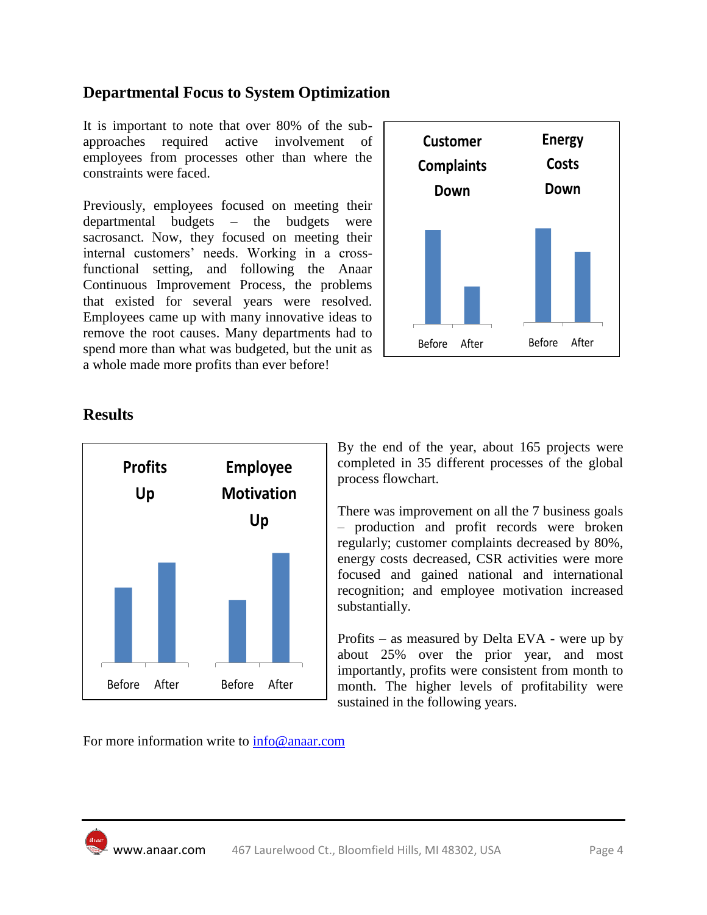## Departmental Focus to System Optimization

It is important to note that over 80% of the sub-approaches required active involvement of employees from processes other than where the constraints were faced.

Previously, employees focused on meeting their departmental budgets – the budgets were sacrosanct. Now, they focused on meeting their internal customers' needs. Working in a cross-functional setting, and following the Anaar Continuous Improvement Process, the problems that existed for several years were resolved. Employees came up with many innovative ideas to remove the root causes. Many departments had to spend more than what was budgeted, but the unit as a whole made more profits than ever before!

Customer Complaints Down

Before After

Energy Costs Down

Before After

## Results

Profits Up

Before After

Employee Motivation Up

Before After

By the end of the year, about 165 projects were completed in 35 different processes of the global process flowchart.

There was improvement on all the 7 business goals – production and profit records were broken regularly; customer complaints decreased by 80%, energy costs decreased, CSR activities were more focused and gained national and international recognition; and employee motivation increased substantially.

Profits – as measured by Delta EVA - were up by about 25% over the prior year, and most importantly, profits were consistent from month to month. The higher levels of profitability were sustained in the following years.

For more information write to info@anaar.com